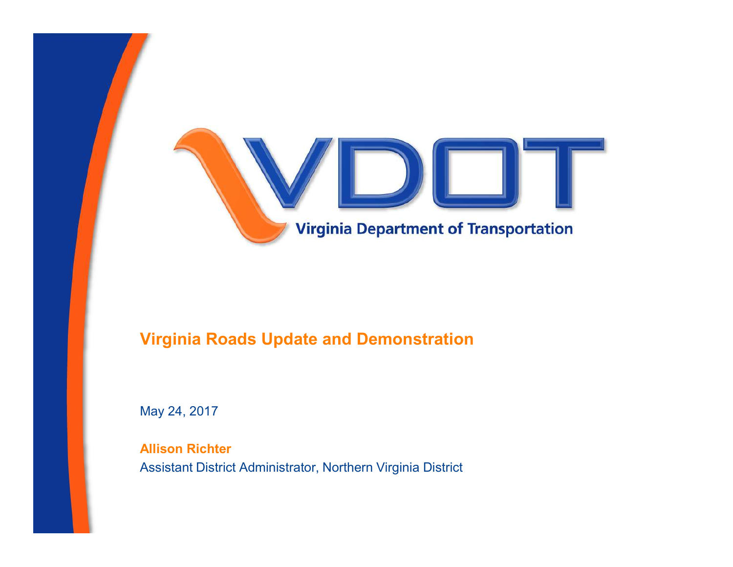VDOT

Virginia Department of Transportation

# Virginia Roads Update and Demonstration

May 24, 2017

**Allison Richter**

Assistant District Administrator, Northern Virginia District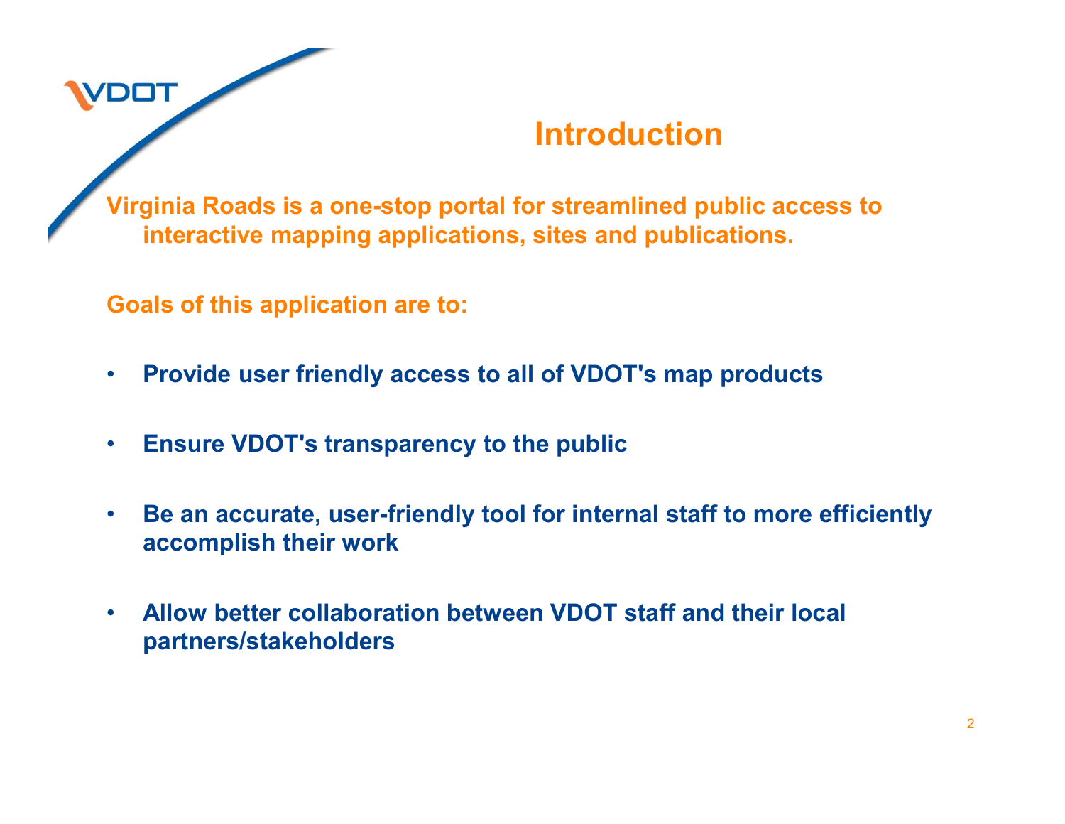# Introduction

**Virginia Roads is a one-stop portal for streamlined public access to interactive mapping applications, sites and publications.**

**Goals of this application are to:**

- **Provide user friendly access to all of VDOT's map products**
- **Ensure VDOT's transparency to the public**
- **Be an accurate, user-friendly tool for internal staff to more efficiently accomplish their work**
- **Allow better collaboration between VDOT staff and their local partners/stakeholders**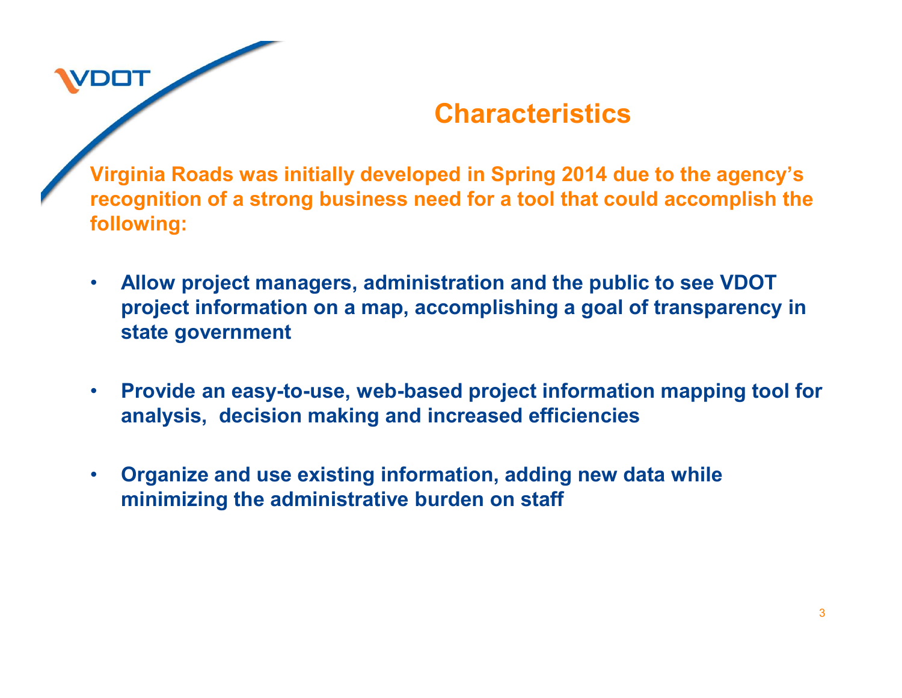# Characteristics

**Virginia Roads was initially developed in Spring 2014 due to the agency's recognition of a strong business need for a tool that could accomplish the following:**

- **Allow project managers, administration and the public to see VDOT project information on a map, accomplishing a goal of transparency in state government**
- **Provide an easy-to-use, web-based project information mapping tool for analysis, decision making and increased efficiencies**
- **Organize and use existing information, adding new data while minimizing the administrative burden on staff**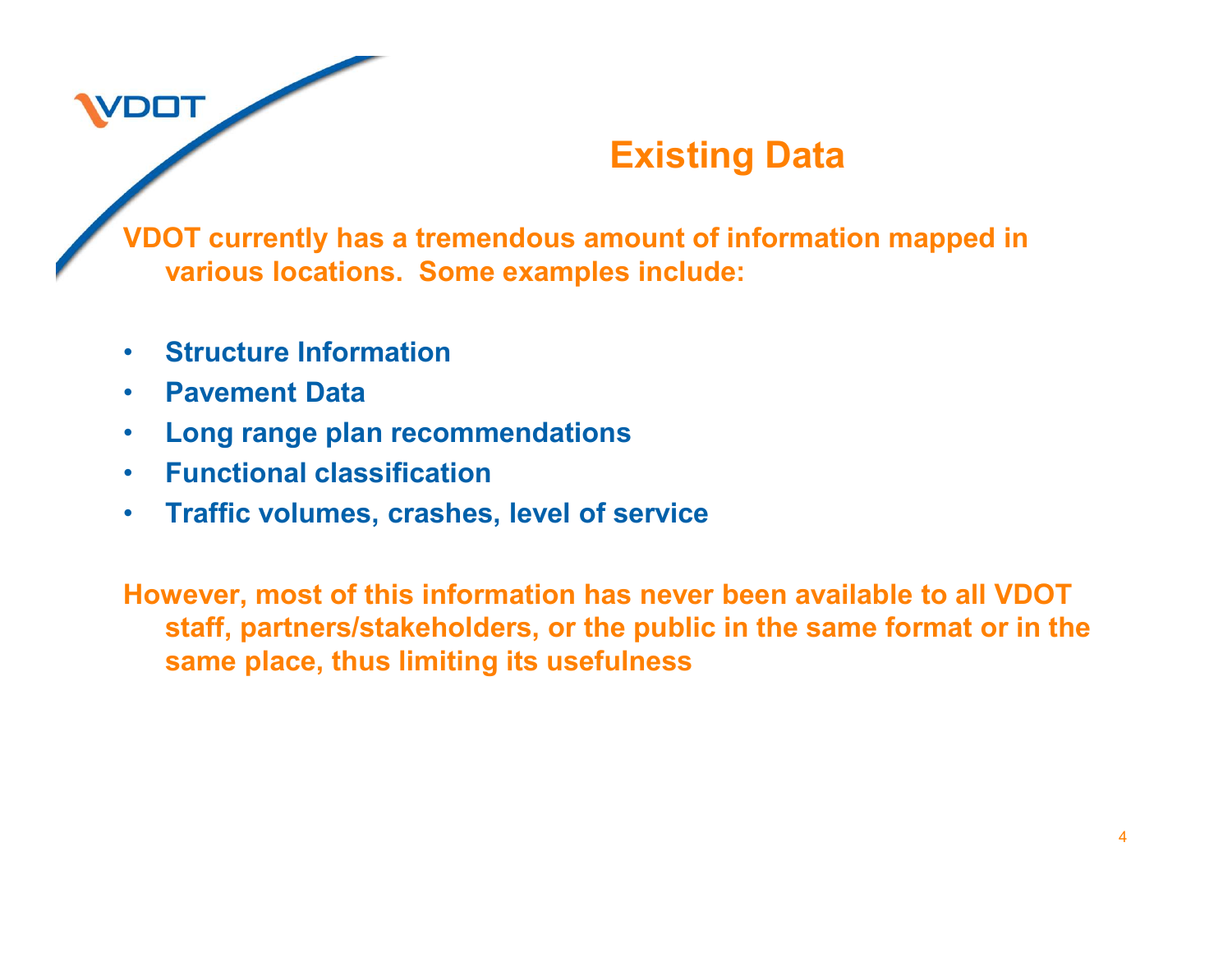# Existing Data

**VDOT currently has a tremendous amount of information mapped in various locations. Some examples include:**

- **Structure Information**
- **Pavement Data**
- **Long range plan recommendations**
- **Functional classification**
- **Traffic volumes, crashes, level of service**

**However, most of this information has never been available to all VDOT staff, partners/stakeholders, or the public in the same format or in the same place, thus limiting its usefulness**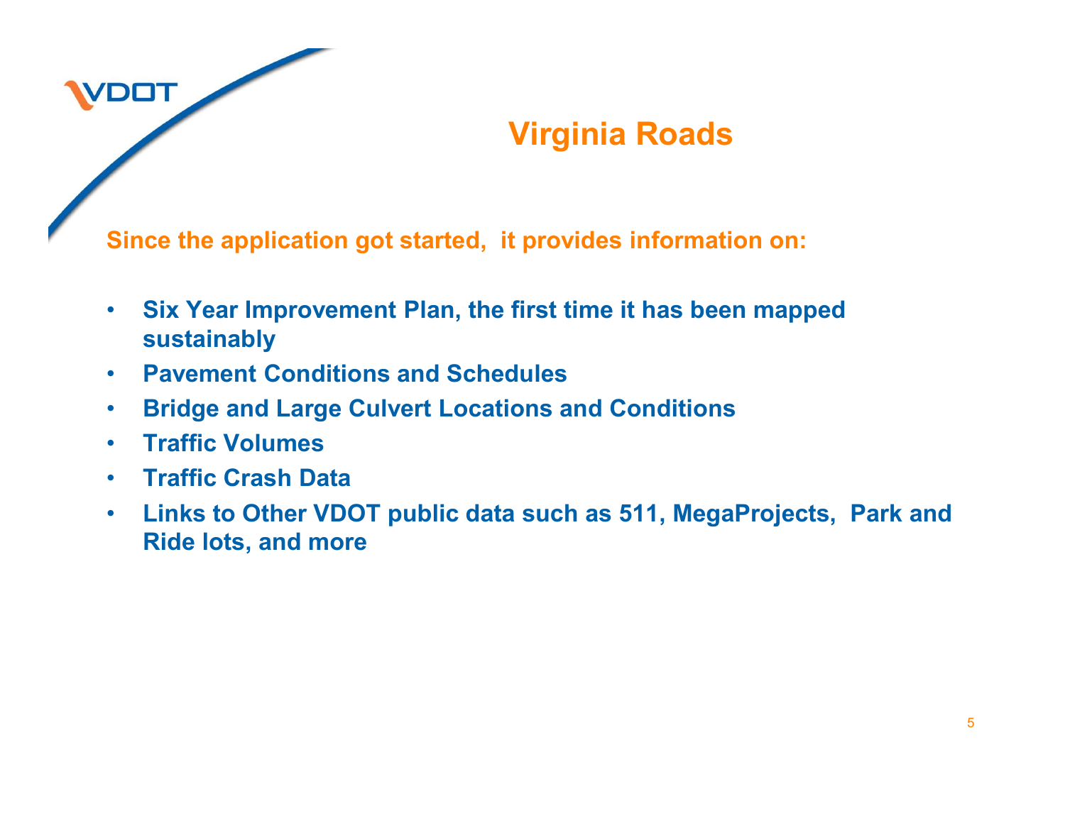# Virginia Roads

**Since the application got started, it provides information on:**

- **Six Year Improvement Plan, the first time it has been mapped sustainably**
- **Pavement Conditions and Schedules**
- **Bridge and Large Culvert Locations and Conditions**
- **Traffic Volumes**
- **Traffic Crash Data**
- **Links to Other VDOT public data such as 511, MegaProjects, Park and Ride lots, and more**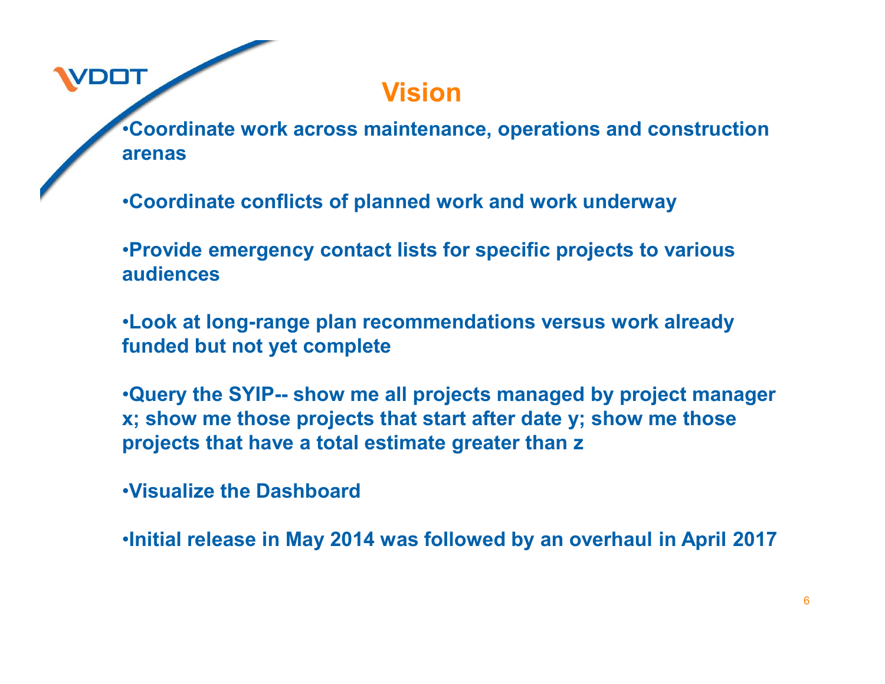# Vision

- Coordinate work across maintenance, operations and construction arenas

- Coordinate conflicts of planned work and work underway

- Provide emergency contact lists for specific projects to various audiences

- Look at long-range plan recommendations versus work already funded but not yet complete

- Query the SYIP-- show me all projects managed by project manager x; show me those projects that start after date y; show me those projects that have a total estimate greater than z

- Visualize the Dashboard

- Initial release in May 2014 was followed by an overhaul in April 2017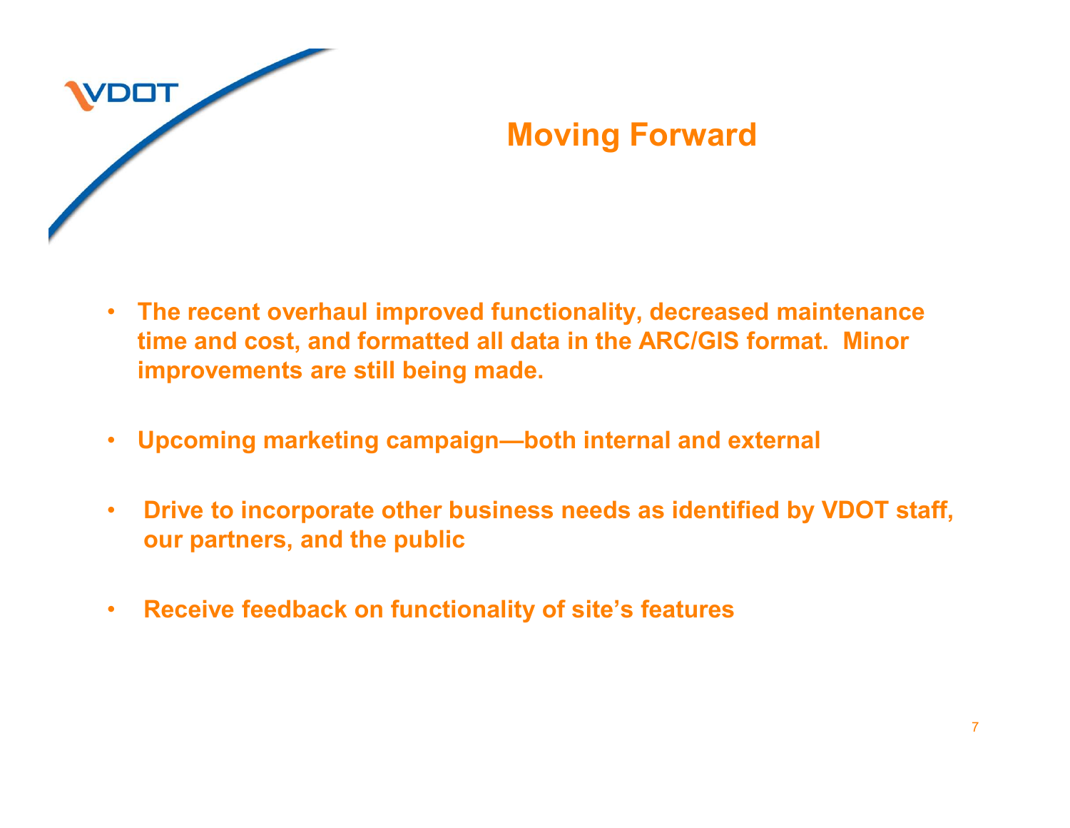# Moving Forward

- **The recent overhaul improved functionality, decreased maintenance time and cost, and formatted all data in the ARC/GIS format. Minor improvements are still being made.**
- **Upcoming marketing campaign—both internal and external**
- **Drive to incorporate other business needs as identified by VDOT staff, our partners, and the public**
- **Receive feedback on functionality of site's features**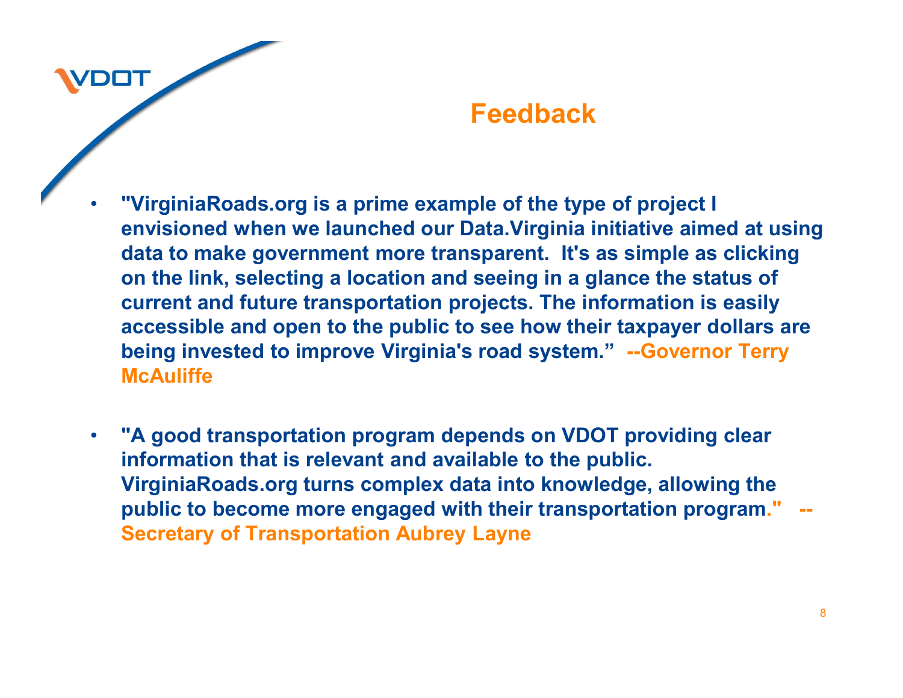# Feedback

- **"VirginiaRoads.org is a prime example of the type of project I envisioned when we launched our Data.Virginia initiative aimed at using data to make government more transparent. It's as simple as clicking on the link, selecting a location and seeing in a glance the status of current and future transportation projects. The information is easily accessible and open to the public to see how their taxpayer dollars are being invested to improve Virginia's road system." --Governor Terry McAuliffe**

- **"A good transportation program depends on VDOT providing clear information that is relevant and available to the public. VirginiaRoads.org turns complex data into knowledge, allowing the public to become more engaged with their transportation program." --Secretary of Transportation Aubrey Layne**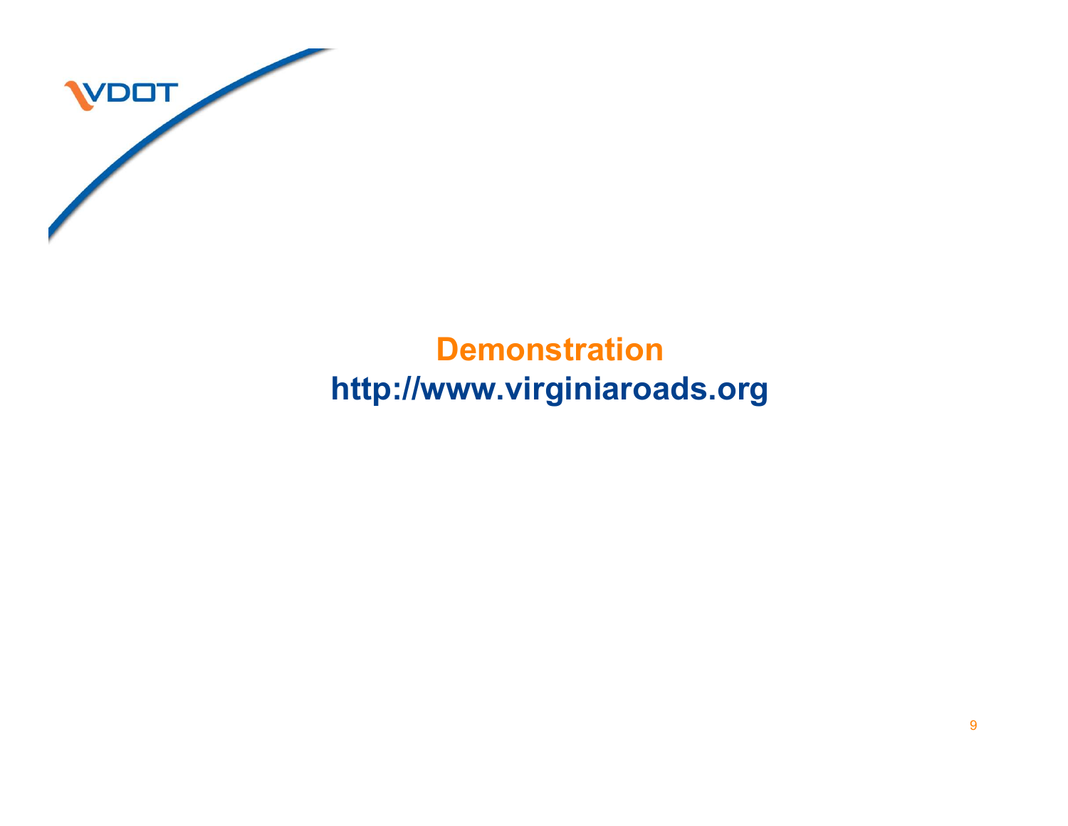## Demonstration

**http://www.virginiaroads.org**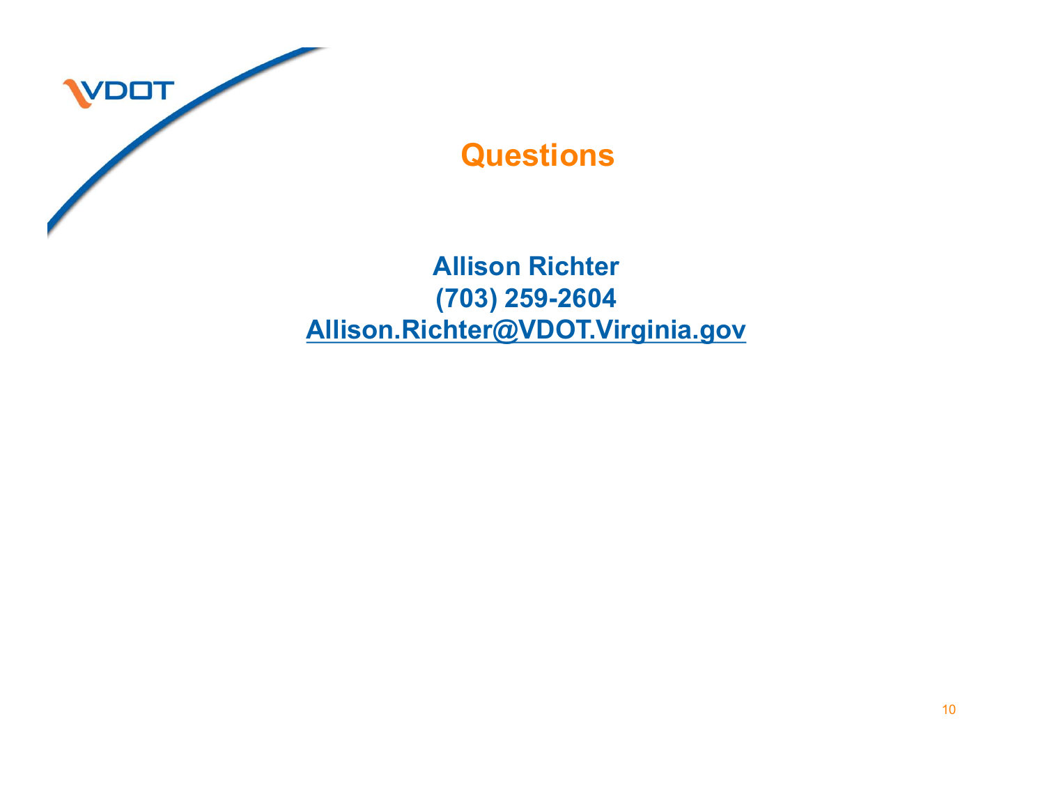# Questions

**Allison Richter**
**(703) 259-2604**
**Allison.Richter@VDOT.Virginia.gov**